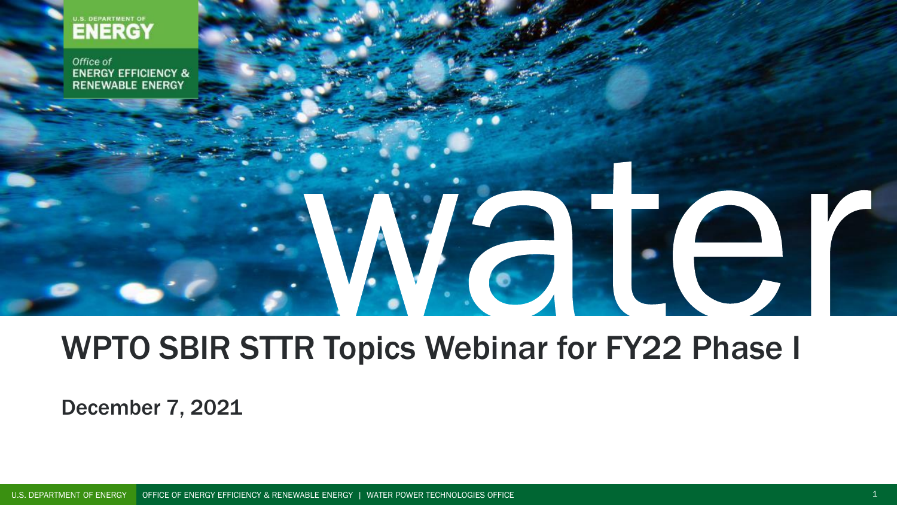U.S. DEPARTMENT OF **ENERGY**

*Office of* ENERGY EFFICIENCY & RENEWABLE ENERGY

water

# WPTO SBIR STTR Topics Webinar for FY22 Phase I

December 7, 2021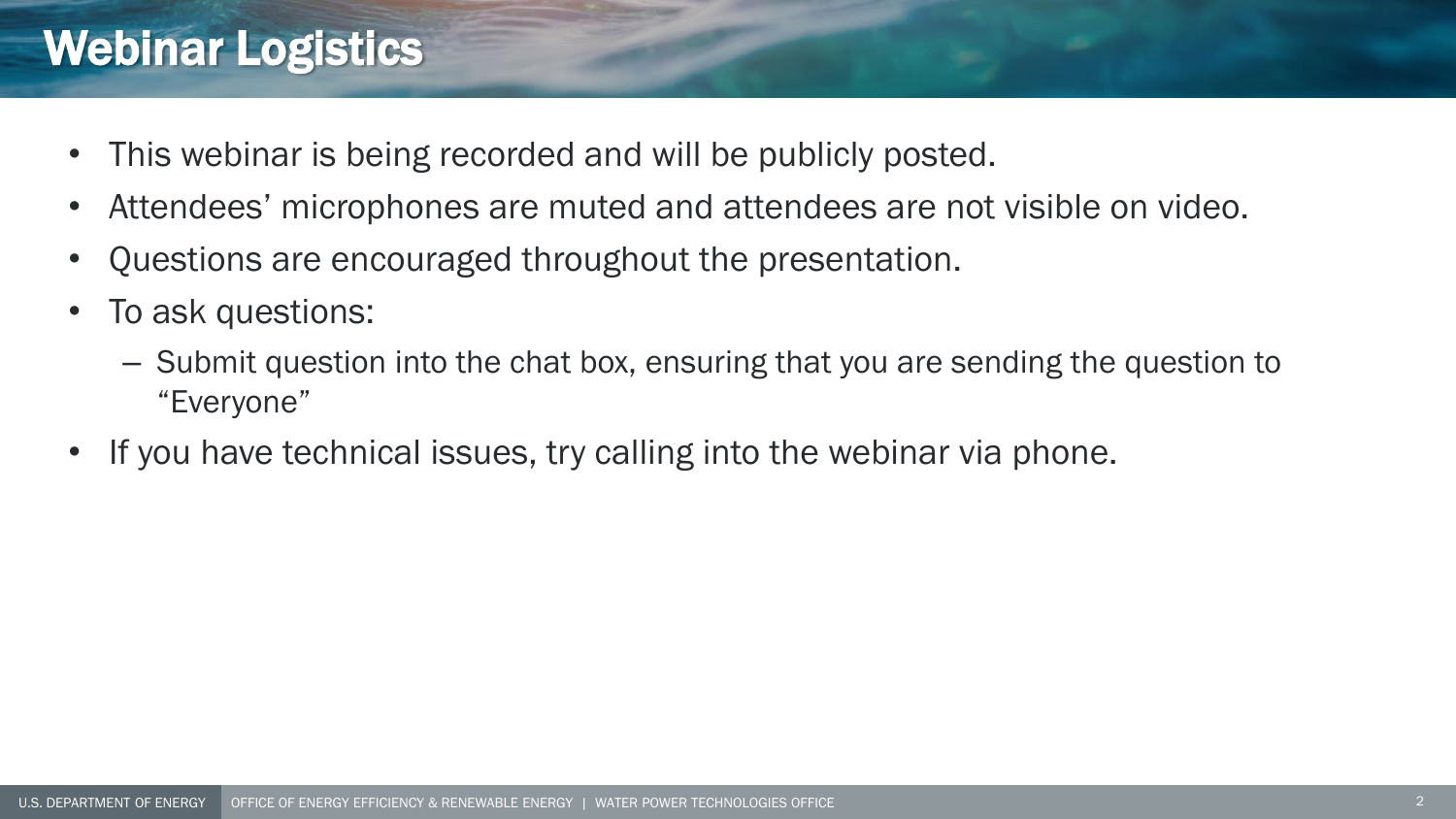# Webinar Logistics

- This webinar is being recorded and will be publicly posted.
- Attendees' microphones are muted and attendees are not visible on video.
- Questions are encouraged throughout the presentation.
- To ask questions:
  - Submit question into the chat box, ensuring that you are sending the question to "Everyone"
- If you have technical issues, try calling into the webinar via phone.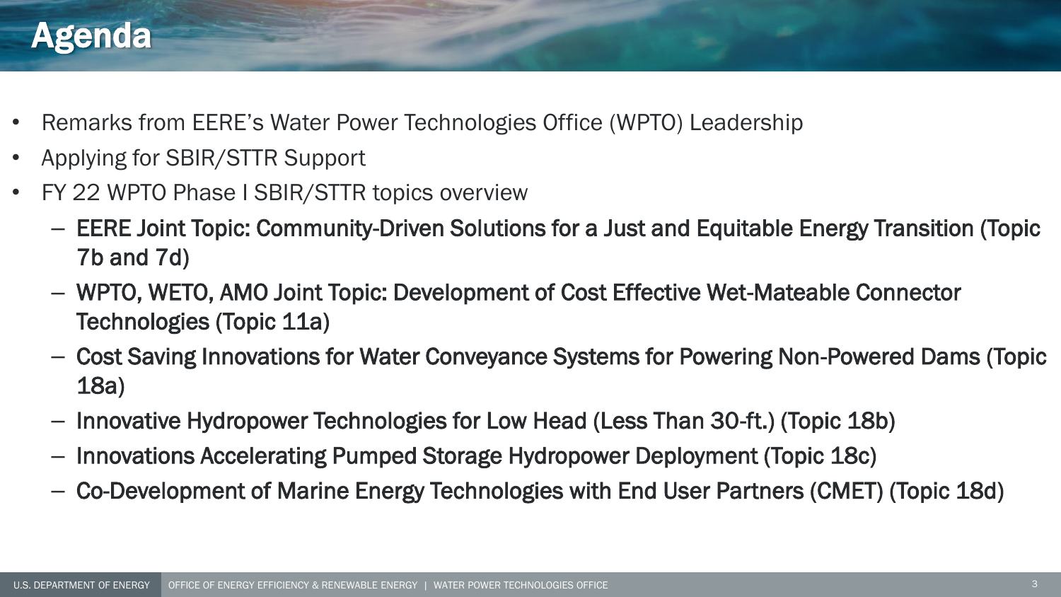# Agenda

- Remarks from EERE's Water Power Technologies Office (WPTO) Leadership
- Applying for SBIR/STTR Support
- FY 22 WPTO Phase I SBIR/STTR topics overview
  - EERE Joint Topic: Community-Driven Solutions for a Just and Equitable Energy Transition (Topic 7b and 7d)
  - WPTO, WETO, AMO Joint Topic: Development of Cost Effective Wet-Mateable Connector Technologies (Topic 11a)
  - Cost Saving Innovations for Water Conveyance Systems for Powering Non-Powered Dams (Topic 18a)
  - Innovative Hydropower Technologies for Low Head (Less Than 30-ft.) (Topic 18b)
  - Innovations Accelerating Pumped Storage Hydropower Deployment (Topic 18c)
  - Co-Development of Marine Energy Technologies with End User Partners (CMET) (Topic 18d)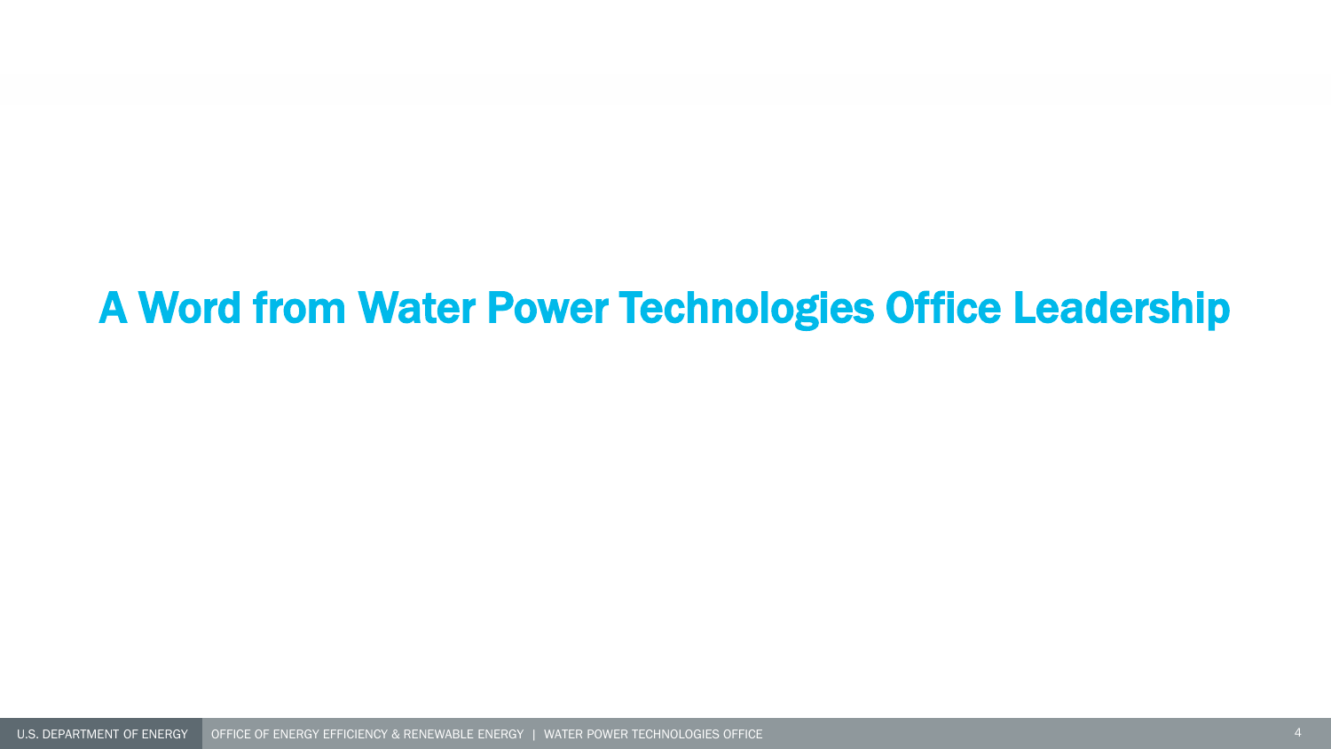# A Word from Water Power Technologies Office Leadership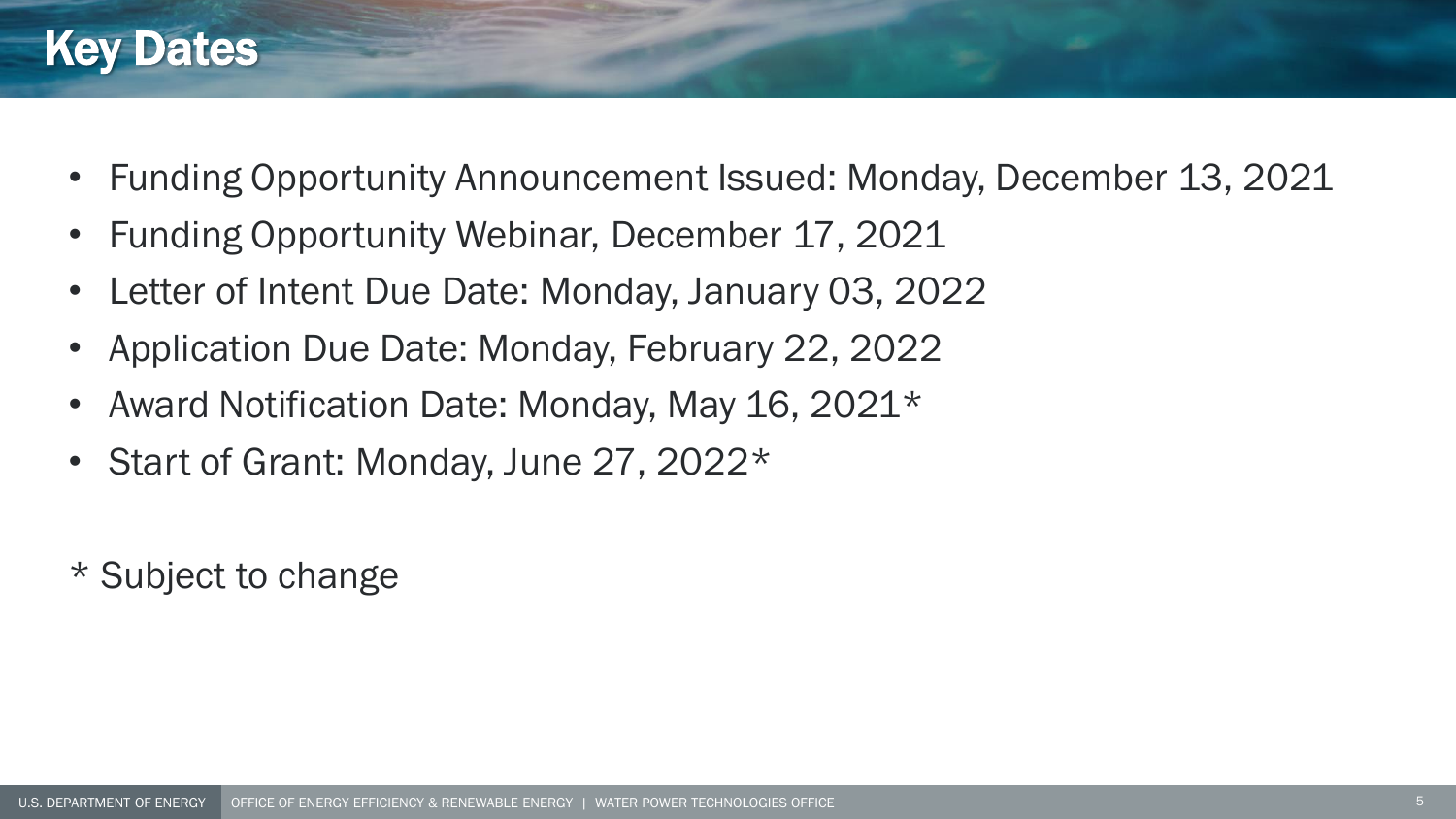# Key Dates

- Funding Opportunity Announcement Issued: Monday, December 13, 2021
- Funding Opportunity Webinar, December 17, 2021
- Letter of Intent Due Date: Monday, January 03, 2022
- Application Due Date: Monday, February 22, 2022
- Award Notification Date: Monday, May 16, 2021*
- Start of Grant: Monday, June 27, 2022*

* Subject to change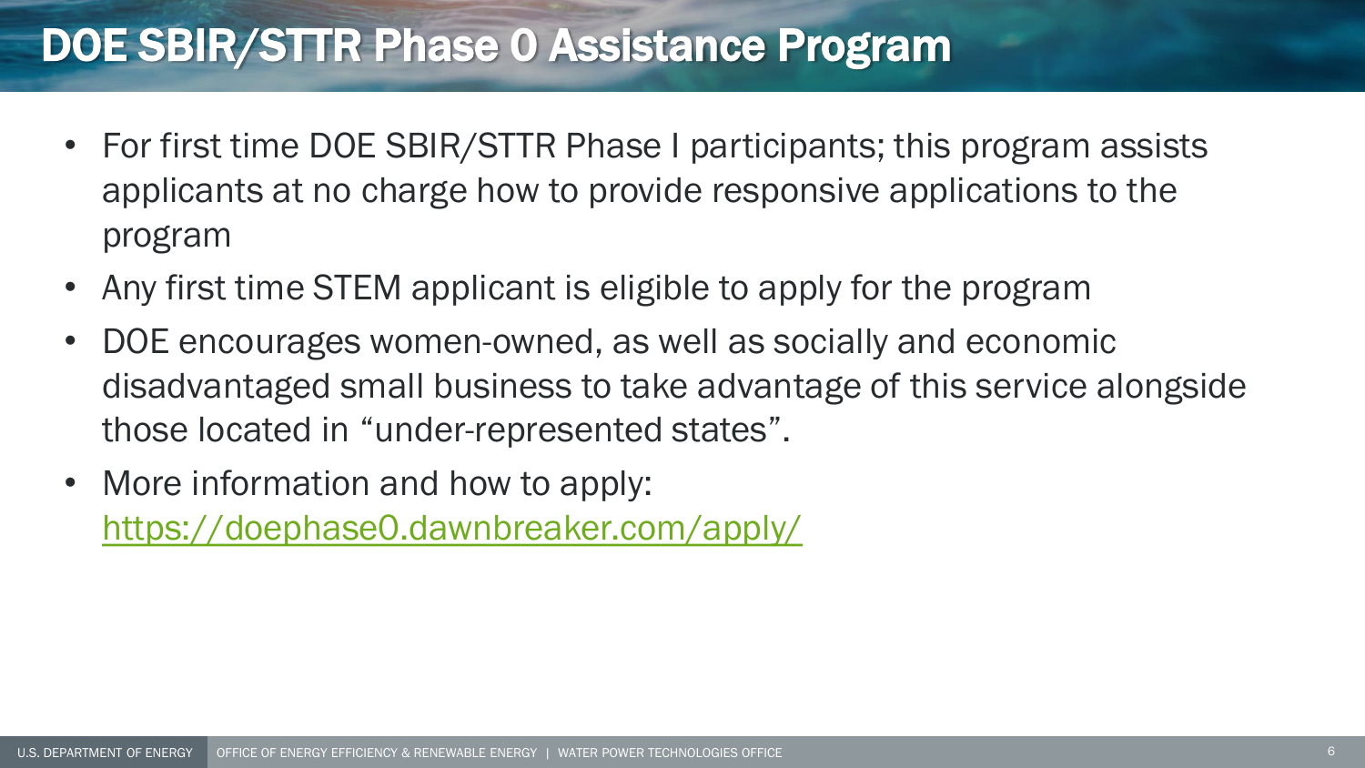# DOE SBIR/STTR Phase 0 Assistance Program

- For first time DOE SBIR/STTR Phase I participants; this program assists applicants at no charge how to provide responsive applications to the program
- Any first time STEM applicant is eligible to apply for the program
- DOE encourages women-owned, as well as socially and economic disadvantaged small business to take advantage of this service alongside those located in "under-represented states".
- More information and how to apply: https://doephase0.dawnbreaker.com/apply/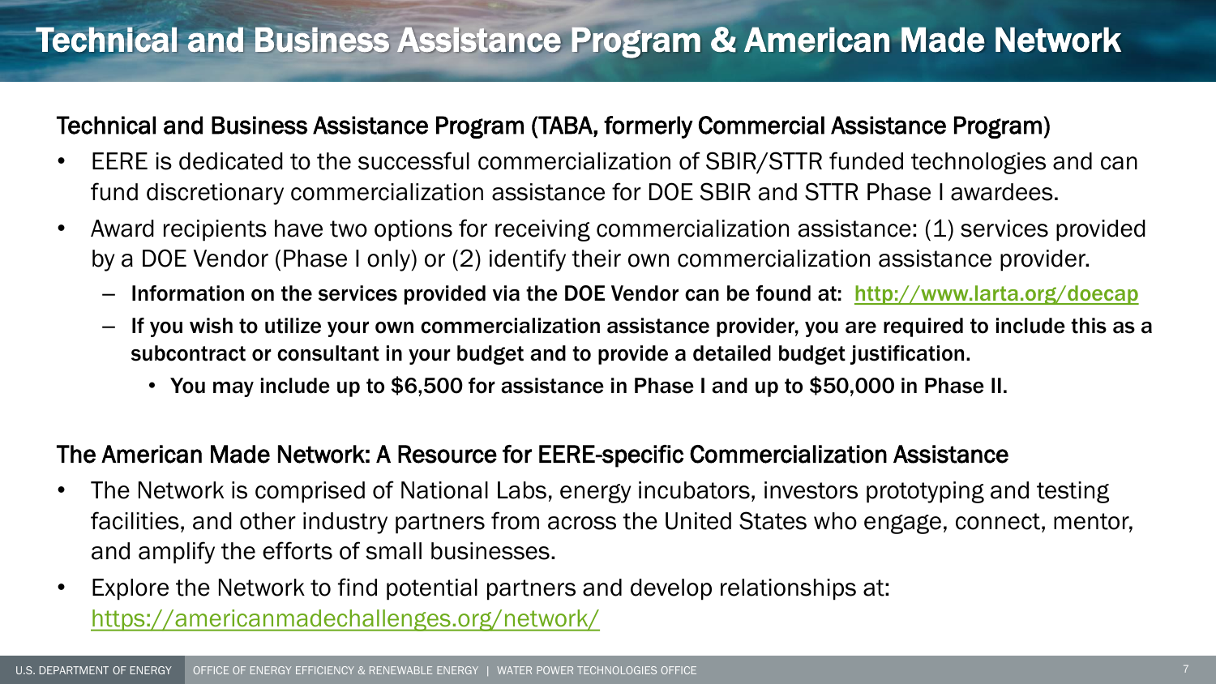# Technical and Business Assistance Program & American Made Network

## Technical and Business Assistance Program (TABA, formerly Commercial Assistance Program)

- EERE is dedicated to the successful commercialization of SBIR/STTR funded technologies and can fund discretionary commercialization assistance for DOE SBIR and STTR Phase I awardees.
- Award recipients have two options for receiving commercialization assistance: (1) services provided by a DOE Vendor (Phase I only) or (2) identify their own commercialization assistance provider.
  - **Information on the services provided via the DOE Vendor can be found at: [http://www.larta.org/doecap](http://www.larta.org/doecap)**
  - **If you wish to utilize your own commercialization assistance provider, you are required to include this as a subcontract or consultant in your budget and to provide a detailed budget justification.**
    - **You may include up to $6,500 for assistance in Phase I and up to $50,000 in Phase II.**

## The American Made Network: A Resource for EERE-specific Commercialization Assistance

- The Network is comprised of National Labs, energy incubators, investors prototyping and testing facilities, and other industry partners from across the United States who engage, connect, mentor, and amplify the efforts of small businesses.
- Explore the Network to find potential partners and develop relationships at: [https://americanmadechallenges.org/network/](https://americanmadechallenges.org/network/)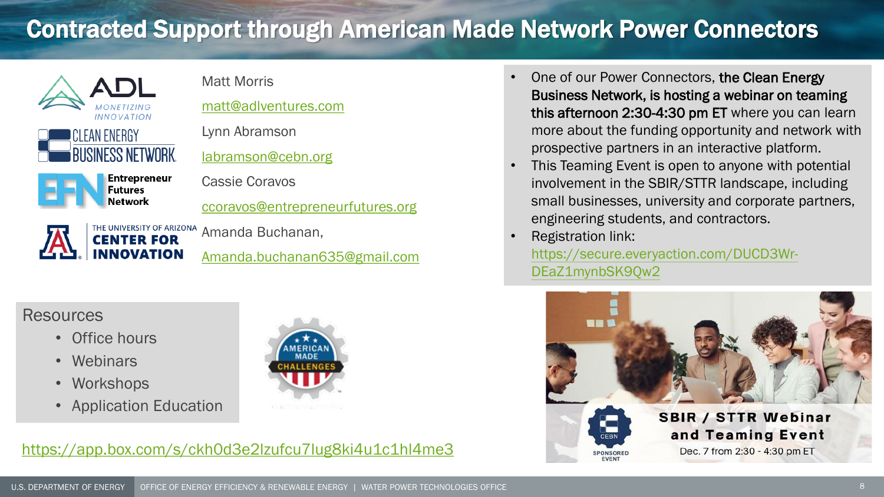# Contracted Support through American Made Network Power Connectors

ADL MONETIZING INNOVATION — Matt Morris, matt@adlventures.com

CLEAN ENERGY BUSINESS NETWORK — Lynn Abramson, labramson@cebn.org

Entrepreneur Futures Network — Cassie Coravos, ccoravos@entrepreneurfutures.org

THE UNIVERSITY OF ARIZONA CENTER FOR INNOVATION — Amanda Buchanan, Amanda.buchanan635@gmail.com

- One of our Power Connectors, **the Clean Energy Business Network, is hosting a webinar on teaming this afternoon 2:30-4:30 pm ET** where you can learn more about the funding opportunity and network with prospective partners in an interactive platform.
- This Teaming Event is open to anyone with potential involvement in the SBIR/STTR landscape, including small businesses, university and corporate partners, engineering students, and contractors.
- Registration link: https://secure.everyaction.com/DUCD3Wr-DEaZ1mynbSK9Qw2

Resources

- Office hours
- Webinars
- Workshops
- Application Education

AMERICAN MADE CHALLENGES

https://app.box.com/s/ckh0d3e2lzufcu7lug8ki4u1c1hl4me3

CEBN SPONSORED EVENT

**SBIR / STTR Webinar and Teaming Event**

Dec. 7 from 2:30 - 4:30 pm ET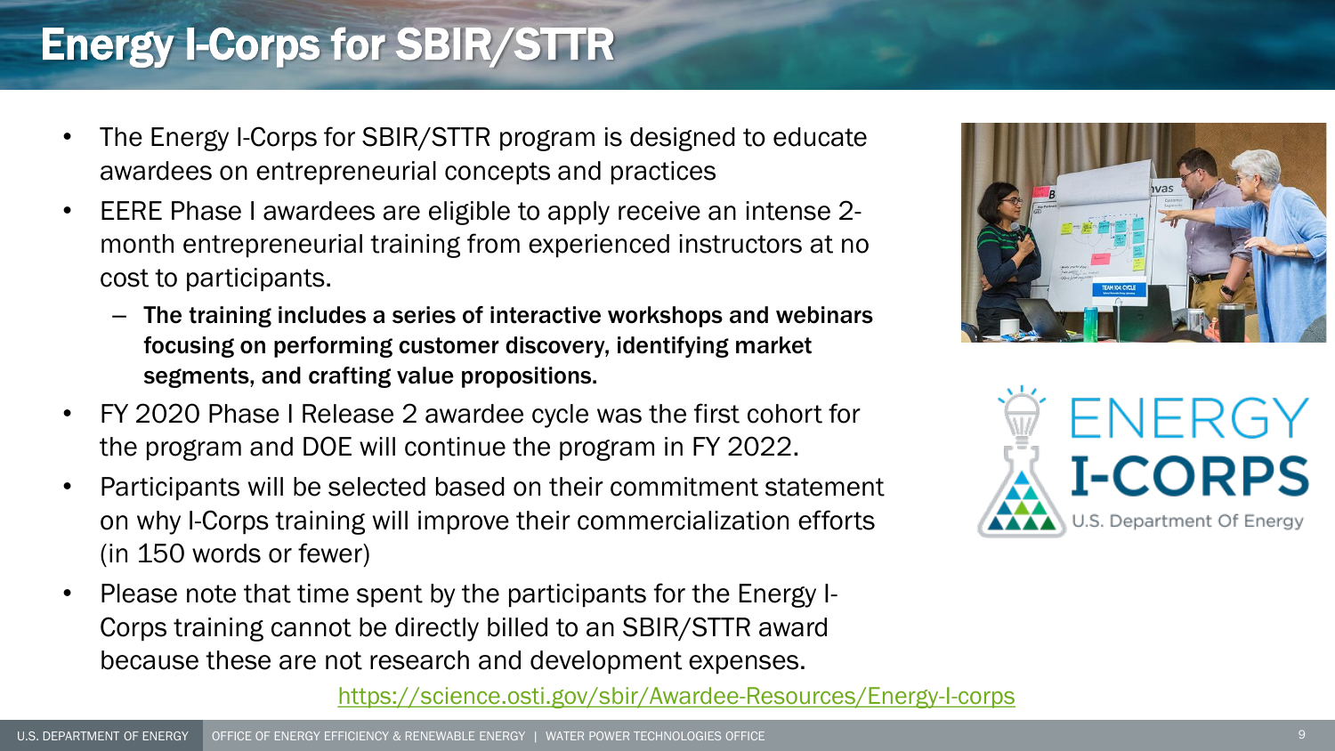# Energy I-Corps for SBIR/STTR

- The Energy I-Corps for SBIR/STTR program is designed to educate awardees on entrepreneurial concepts and practices
- EERE Phase I awardees are eligible to apply receive an intense 2-month entrepreneurial training from experienced instructors at no cost to participants.
  - **The training includes a series of interactive workshops and webinars focusing on performing customer discovery, identifying market segments, and crafting value propositions.**
- FY 2020 Phase I Release 2 awardee cycle was the first cohort for the program and DOE will continue the program in FY 2022.
- Participants will be selected based on their commitment statement on why I-Corps training will improve their commercialization efforts (in 150 words or fewer)
- Please note that time spent by the participants for the Energy I-Corps training cannot be directly billed to an SBIR/STTR award because these are not research and development expenses.

https://science.osti.gov/sbir/Awardee-Resources/Energy-I-corps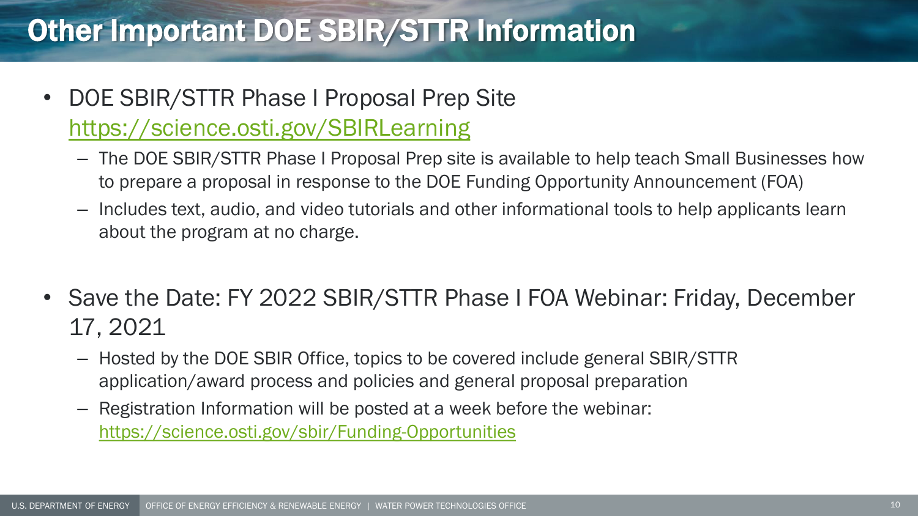# Other Important DOE SBIR/STTR Information

- DOE SBIR/STTR Phase I Proposal Prep Site https://science.osti.gov/SBIRLearning
  - The DOE SBIR/STTR Phase I Proposal Prep site is available to help teach Small Businesses how to prepare a proposal in response to the DOE Funding Opportunity Announcement (FOA)
  - Includes text, audio, and video tutorials and other informational tools to help applicants learn about the program at no charge.

- Save the Date: FY 2022 SBIR/STTR Phase I FOA Webinar: Friday, December 17, 2021
  - Hosted by the DOE SBIR Office, topics to be covered include general SBIR/STTR application/award process and policies and general proposal preparation
  - Registration Information will be posted at a week before the webinar: https://science.osti.gov/sbir/Funding-Opportunities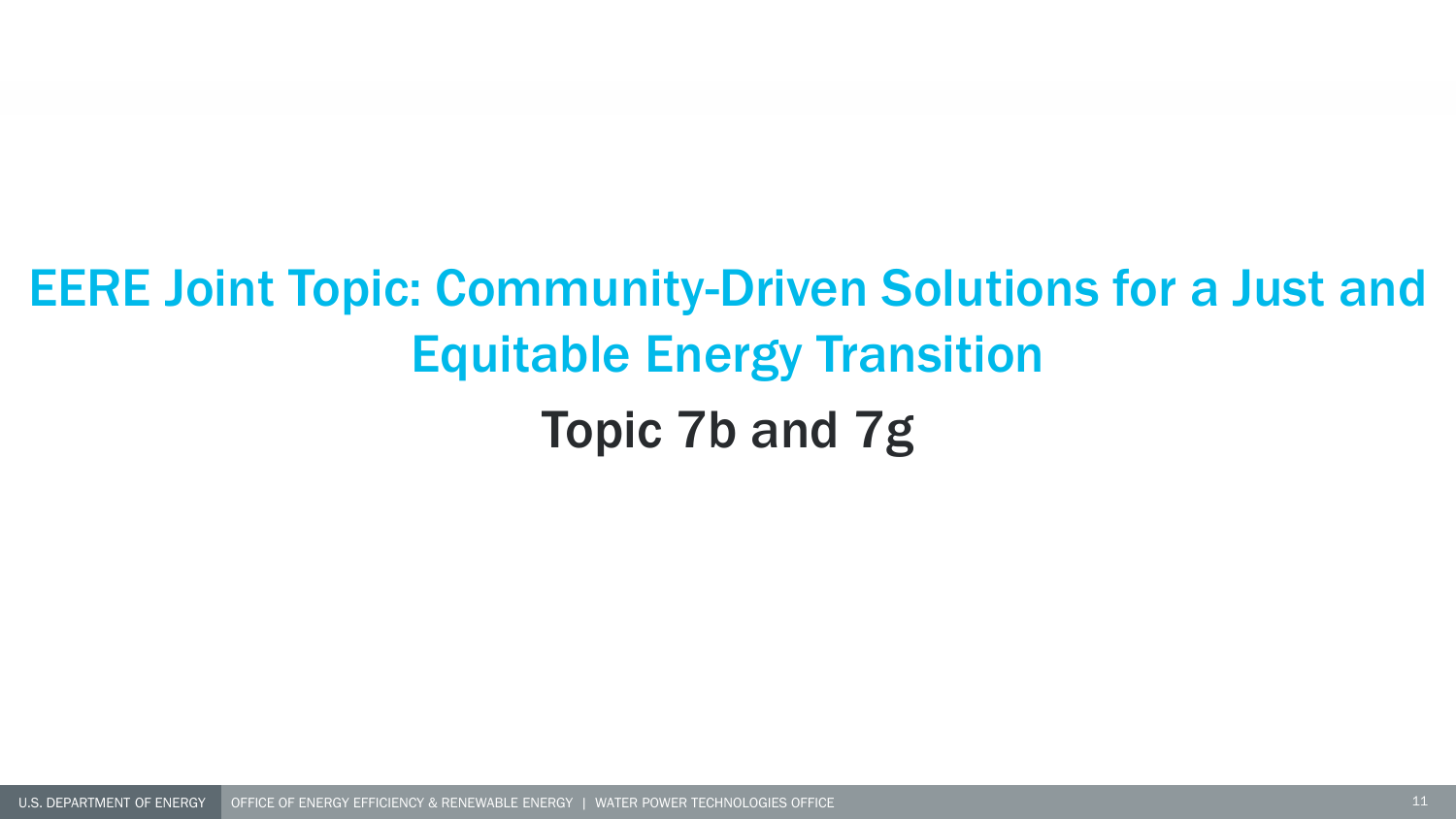# EERE Joint Topic: Community-Driven Solutions for a Just and Equitable Energy Transition

## Topic 7b and 7g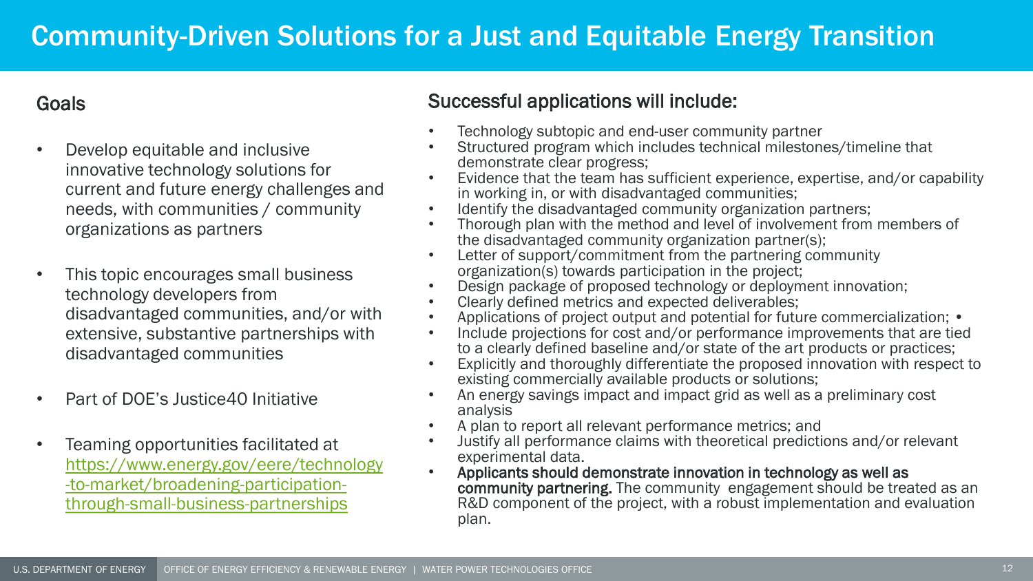# Community-Driven Solutions for a Just and Equitable Energy Transition

## Goals

- Develop equitable and inclusive innovative technology solutions for current and future energy challenges and needs, with communities / community organizations as partners
- This topic encourages small business technology developers from disadvantaged communities, and/or with extensive, substantive partnerships with disadvantaged communities
- Part of DOE's Justice40 Initiative
- Teaming opportunities facilitated at https://www.energy.gov/eere/technology-to-market/broadening-participation-through-small-business-partnerships

## Successful applications will include:

- Technology subtopic and end-user community partner
- Structured program which includes technical milestones/timeline that demonstrate clear progress;
- Evidence that the team has sufficient experience, expertise, and/or capability in working in, or with disadvantaged communities;
- Identify the disadvantaged community organization partners;
- Thorough plan with the method and level of involvement from members of the disadvantaged community organization partner(s);
- Letter of support/commitment from the partnering community organization(s) towards participation in the project;
- Design package of proposed technology or deployment innovation;
- Clearly defined metrics and expected deliverables;
- Applications of project output and potential for future commercialization; •
- Include projections for cost and/or performance improvements that are tied to a clearly defined baseline and/or state of the art products or practices;
- Explicitly and thoroughly differentiate the proposed innovation with respect to existing commercially available products or solutions;
- An energy savings impact and impact grid as well as a preliminary cost analysis
- A plan to report all relevant performance metrics; and
- Justify all performance claims with theoretical predictions and/or relevant experimental data.
- **Applicants should demonstrate innovation in technology as well as community partnering.** The community engagement should be treated as an R&D component of the project, with a robust implementation and evaluation plan.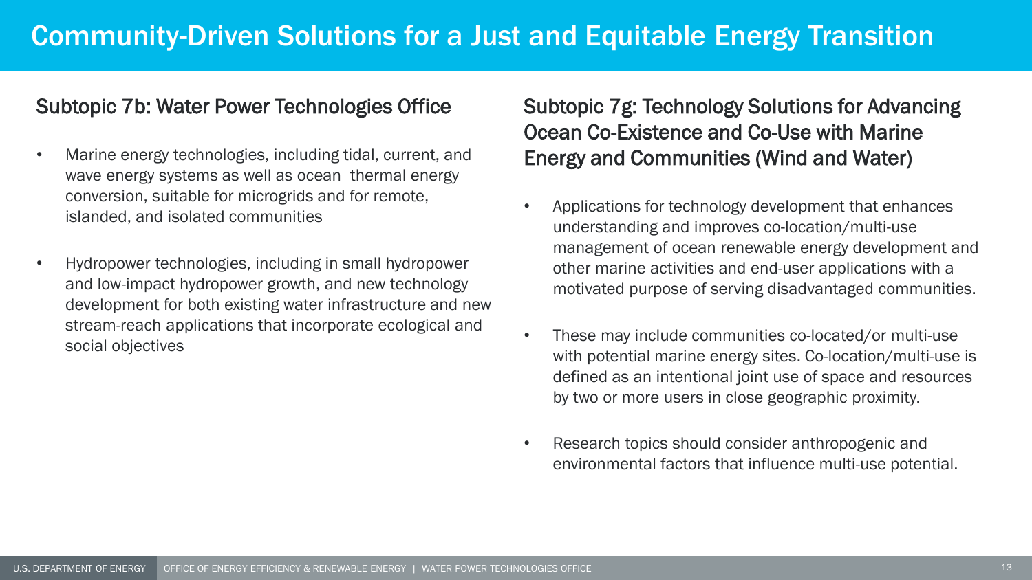# Community-Driven Solutions for a Just and Equitable Energy Transition

## Subtopic 7b: Water Power Technologies Office

- Marine energy technologies, including tidal, current, and wave energy systems as well as ocean thermal energy conversion, suitable for microgrids and for remote, islanded, and isolated communities
- Hydropower technologies, including in small hydropower and low-impact hydropower growth, and new technology development for both existing water infrastructure and new stream-reach applications that incorporate ecological and social objectives

## Subtopic 7g: Technology Solutions for Advancing Ocean Co-Existence and Co-Use with Marine Energy and Communities (Wind and Water)

- Applications for technology development that enhances understanding and improves co-location/multi-use management of ocean renewable energy development and other marine activities and end-user applications with a motivated purpose of serving disadvantaged communities.
- These may include communities co-located/or multi-use with potential marine energy sites. Co-location/multi-use is defined as an intentional joint use of space and resources by two or more users in close geographic proximity.
- Research topics should consider anthropogenic and environmental factors that influence multi-use potential.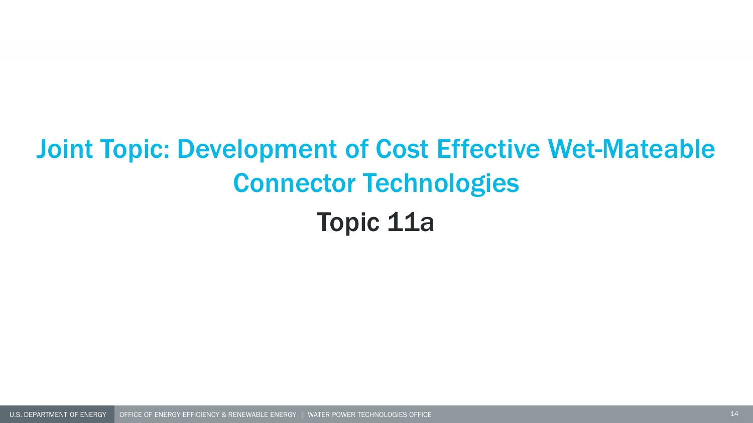# Joint Topic: Development of Cost Effective Wet-Mateable Connector Technologies

## Topic 11a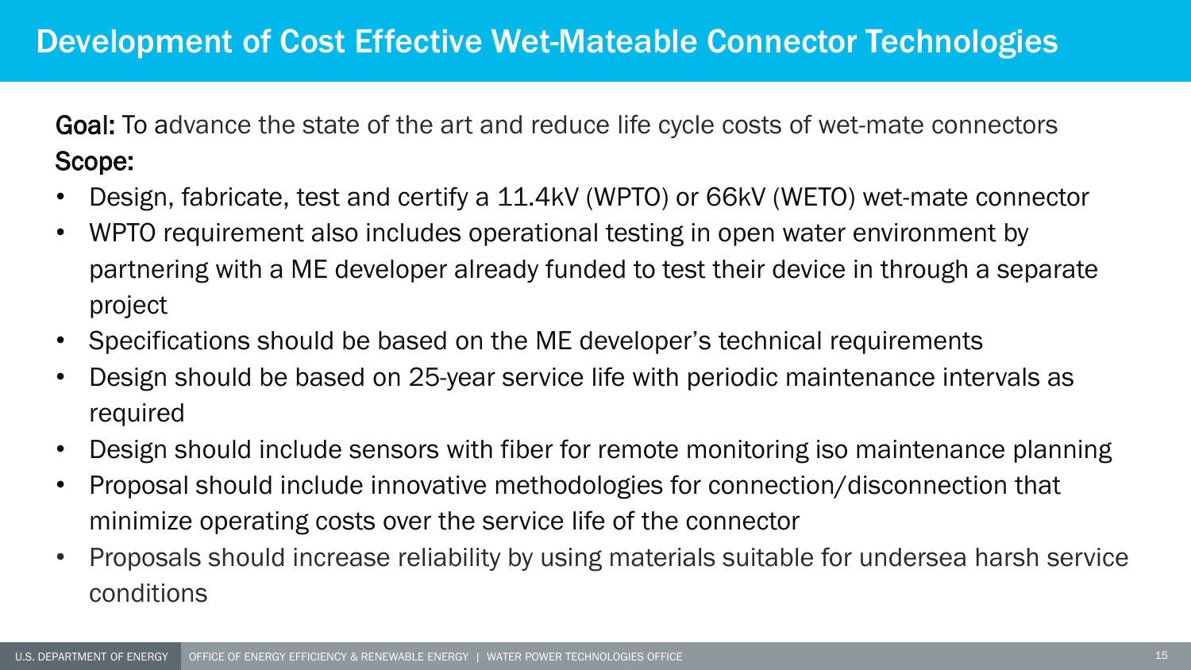# Development of Cost Effective Wet-Mateable Connector Technologies

**Goal:** To advance the state of the art and reduce life cycle costs of wet-mate connectors

**Scope:**

- Design, fabricate, test and certify a 11.4kV (WPTO) or 66kV (WETO) wet-mate connector
- WPTO requirement also includes operational testing in open water environment by partnering with a ME developer already funded to test their device in through a separate project
- Specifications should be based on the ME developer's technical requirements
- Design should be based on 25-year service life with periodic maintenance intervals as required
- Design should include sensors with fiber for remote monitoring iso maintenance planning
- Proposal should include innovative methodologies for connection/disconnection that minimize operating costs over the service life of the connector
- Proposals should increase reliability by using materials suitable for undersea harsh service conditions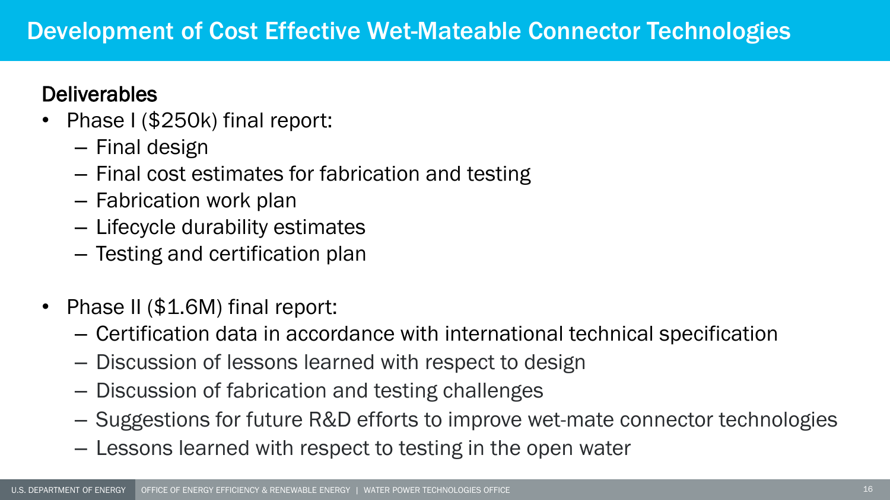# Development of Cost Effective Wet-Mateable Connector Technologies

## Deliverables

- Phase I ($250k) final report:
  - Final design
  - Final cost estimates for fabrication and testing
  - Fabrication work plan
  - Lifecycle durability estimates
  - Testing and certification plan

- Phase II ($1.6M) final report:
  - Certification data in accordance with international technical specification
  - Discussion of lessons learned with respect to design
  - Discussion of fabrication and testing challenges
  - Suggestions for future R&D efforts to improve wet-mate connector technologies
  - Lessons learned with respect to testing in the open water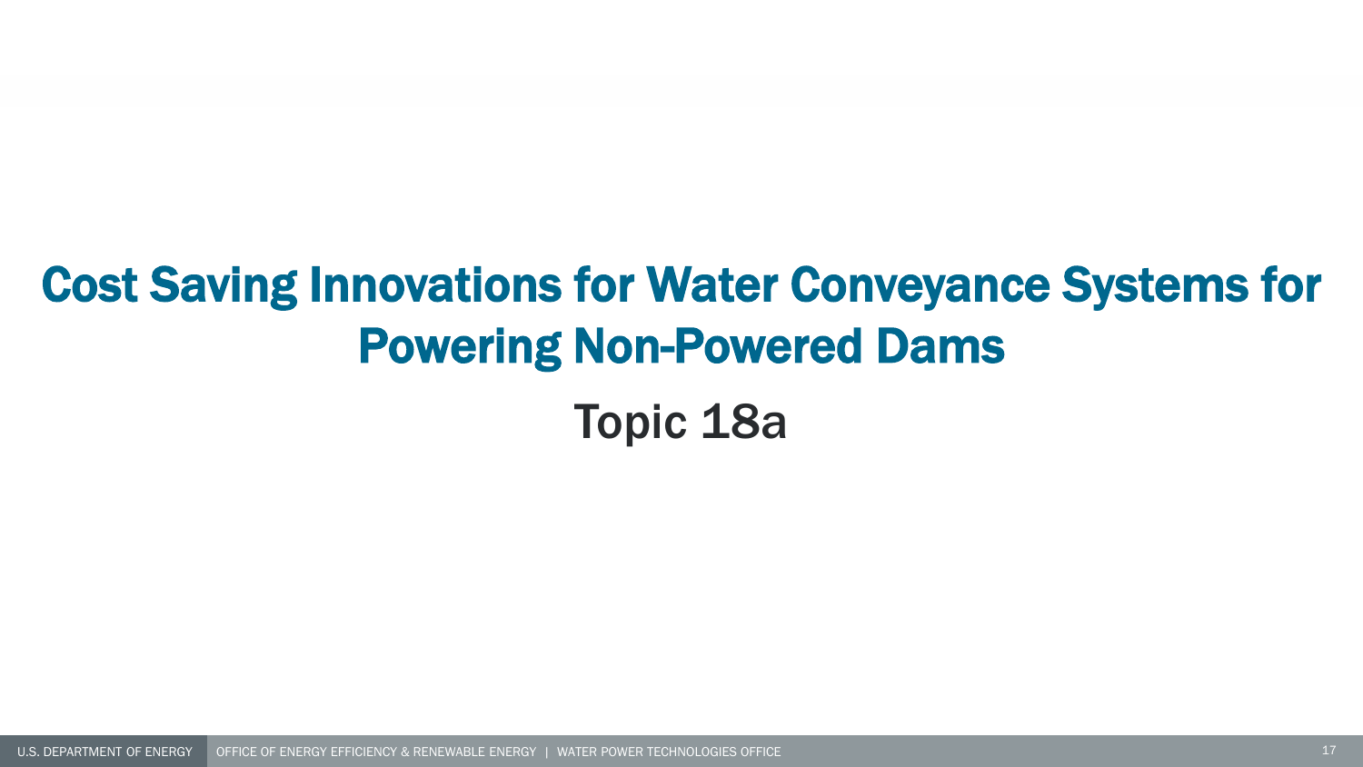# Cost Saving Innovations for Water Conveyance Systems for Powering Non-Powered Dams

Topic 18a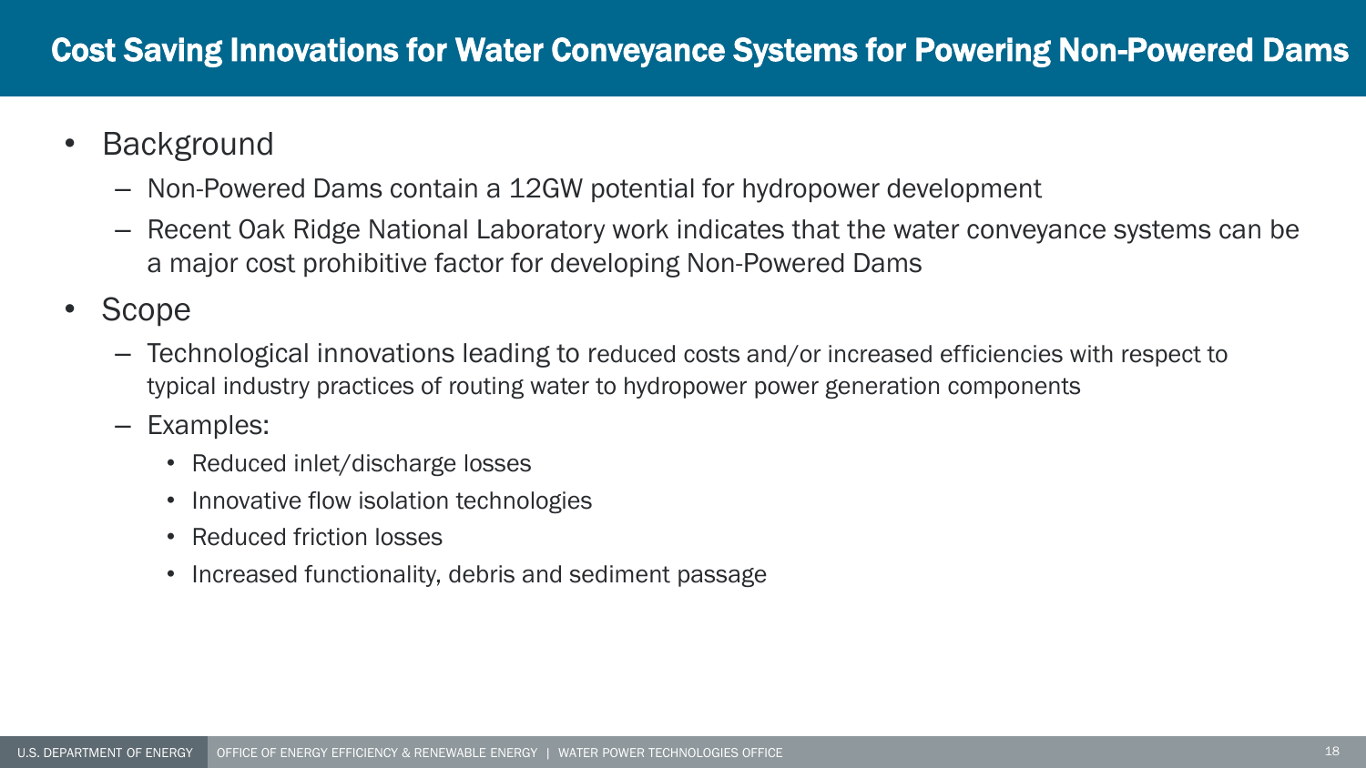# Cost Saving Innovations for Water Conveyance Systems for Powering Non-Powered Dams

- Background
  - Non-Powered Dams contain a 12GW potential for hydropower development
  - Recent Oak Ridge National Laboratory work indicates that the water conveyance systems can be a major cost prohibitive factor for developing Non-Powered Dams
- Scope
  - Technological innovations leading to reduced costs and/or increased efficiencies with respect to typical industry practices of routing water to hydropower power generation components
  - Examples:
    - Reduced inlet/discharge losses
    - Innovative flow isolation technologies
    - Reduced friction losses
    - Increased functionality, debris and sediment passage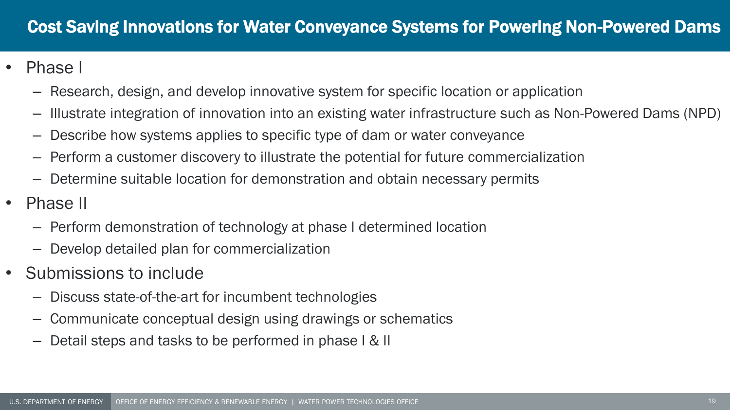# Cost Saving Innovations for Water Conveyance Systems for Powering Non-Powered Dams

- Phase I
  - Research, design, and develop innovative system for specific location or application
  - Illustrate integration of innovation into an existing water infrastructure such as Non-Powered Dams (NPD)
  - Describe how systems applies to specific type of dam or water conveyance
  - Perform a customer discovery to illustrate the potential for future commercialization
  - Determine suitable location for demonstration and obtain necessary permits
- Phase II
  - Perform demonstration of technology at phase I determined location
  - Develop detailed plan for commercialization
- Submissions to include
  - Discuss state-of-the-art for incumbent technologies
  - Communicate conceptual design using drawings or schematics
  - Detail steps and tasks to be performed in phase I & II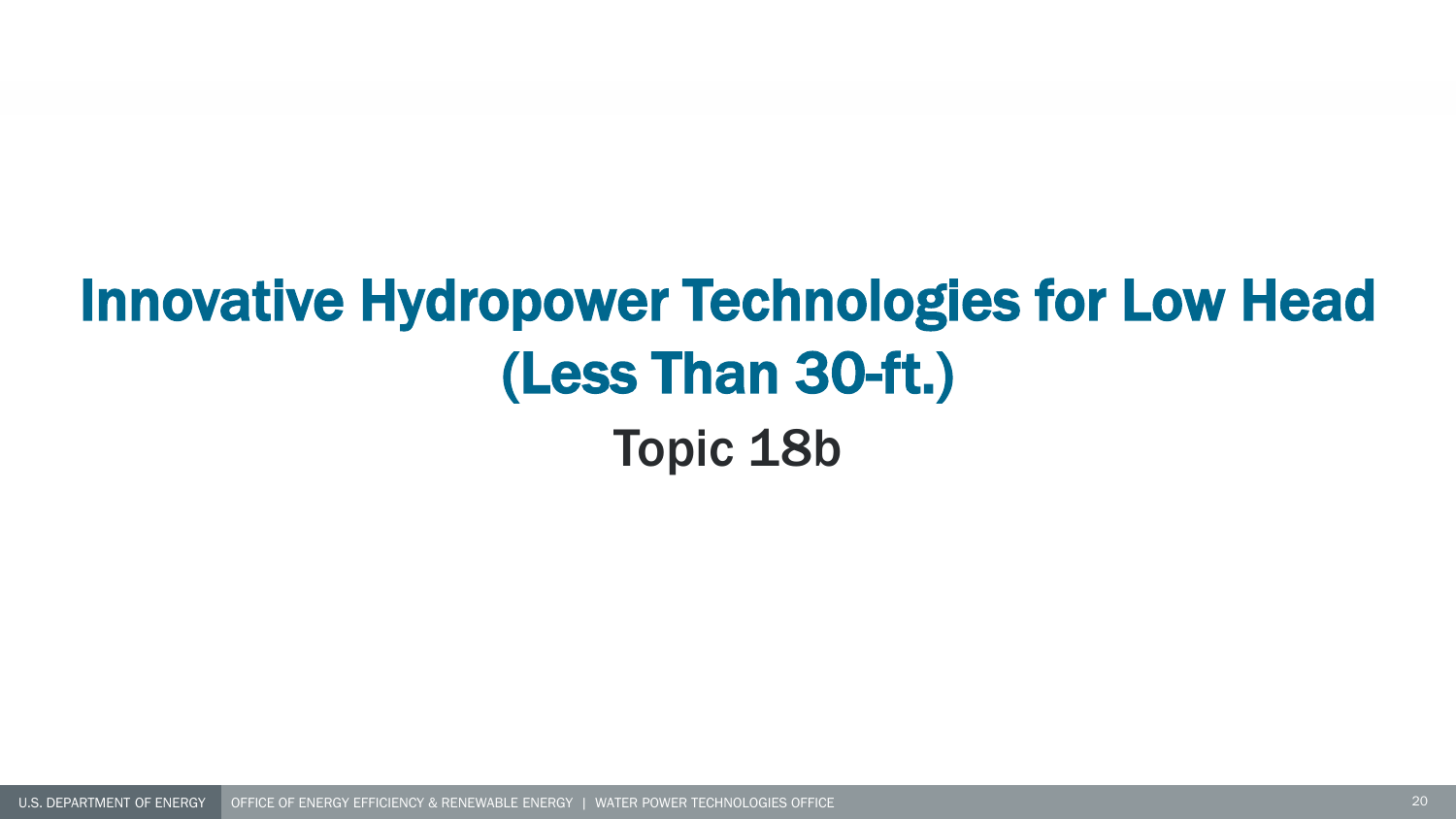# Innovative Hydropower Technologies for Low Head (Less Than 30-ft.)

## Topic 18b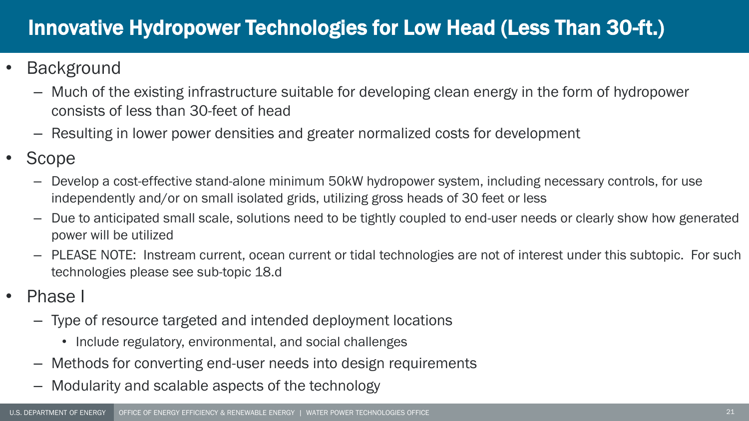# Innovative Hydropower Technologies for Low Head (Less Than 30-ft.)

- Background
  - Much of the existing infrastructure suitable for developing clean energy in the form of hydropower consists of less than 30-feet of head
  - Resulting in lower power densities and greater normalized costs for development
- Scope
  - Develop a cost-effective stand-alone minimum 50kW hydropower system, including necessary controls, for use independently and/or on small isolated grids, utilizing gross heads of 30 feet or less
  - Due to anticipated small scale, solutions need to be tightly coupled to end-user needs or clearly show how generated power will be utilized
  - PLEASE NOTE: Instream current, ocean current or tidal technologies are not of interest under this subtopic. For such technologies please see sub-topic 18.d
- Phase I
  - Type of resource targeted and intended deployment locations
    - Include regulatory, environmental, and social challenges
  - Methods for converting end-user needs into design requirements
  - Modularity and scalable aspects of the technology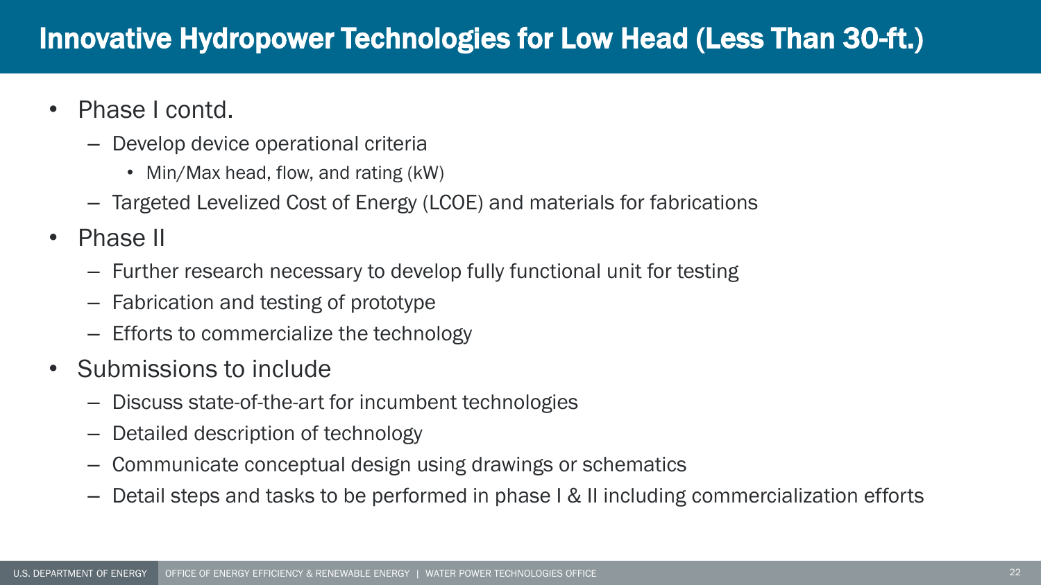# Innovative Hydropower Technologies for Low Head (Less Than 30-ft.)

- Phase I contd.
  - Develop device operational criteria
    - Min/Max head, flow, and rating (kW)
  - Targeted Levelized Cost of Energy (LCOE) and materials for fabrications
- Phase II
  - Further research necessary to develop fully functional unit for testing
  - Fabrication and testing of prototype
  - Efforts to commercialize the technology
- Submissions to include
  - Discuss state-of-the-art for incumbent technologies
  - Detailed description of technology
  - Communicate conceptual design using drawings or schematics
  - Detail steps and tasks to be performed in phase I & II including commercialization efforts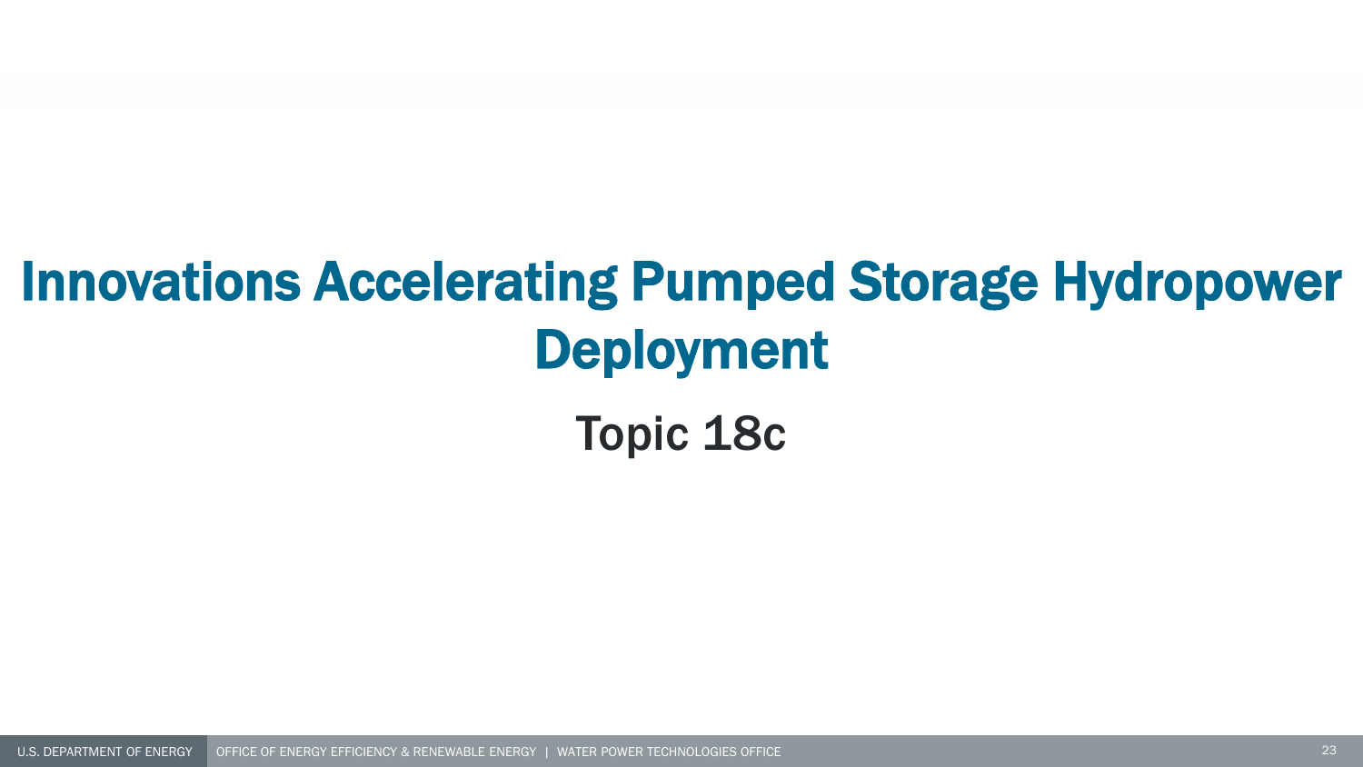# Innovations Accelerating Pumped Storage Hydropower Deployment

## Topic 18c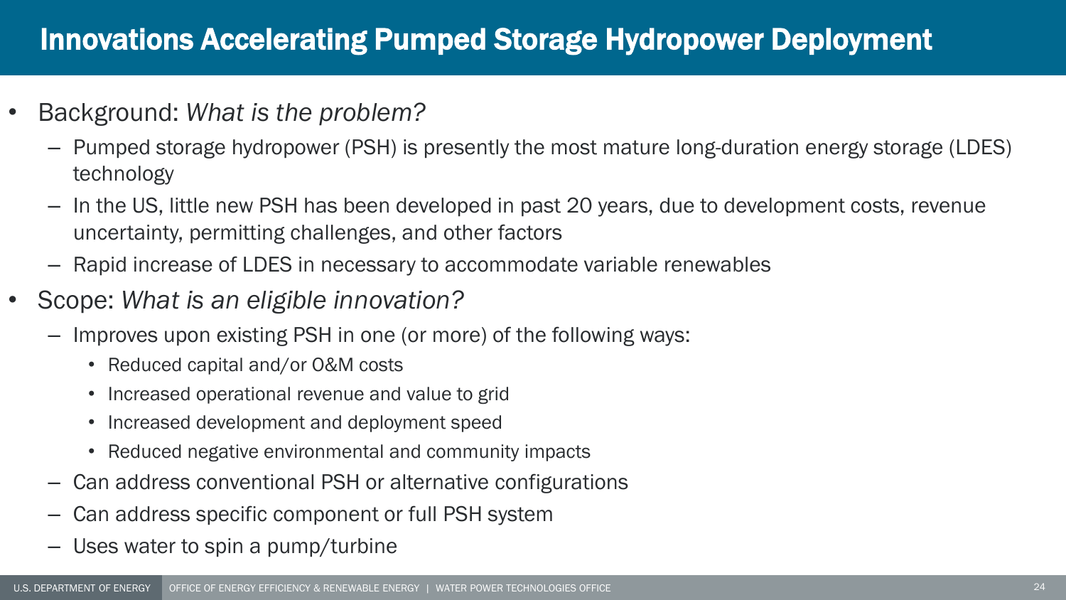# Innovations Accelerating Pumped Storage Hydropower Deployment

- Background: *What is the problem?*
  - Pumped storage hydropower (PSH) is presently the most mature long-duration energy storage (LDES) technology
  - In the US, little new PSH has been developed in past 20 years, due to development costs, revenue uncertainty, permitting challenges, and other factors
  - Rapid increase of LDES in necessary to accommodate variable renewables
- Scope: *What is an eligible innovation?*
  - Improves upon existing PSH in one (or more) of the following ways:
    - Reduced capital and/or O&M costs
    - Increased operational revenue and value to grid
    - Increased development and deployment speed
    - Reduced negative environmental and community impacts
  - Can address conventional PSH or alternative configurations
  - Can address specific component or full PSH system
  - Uses water to spin a pump/turbine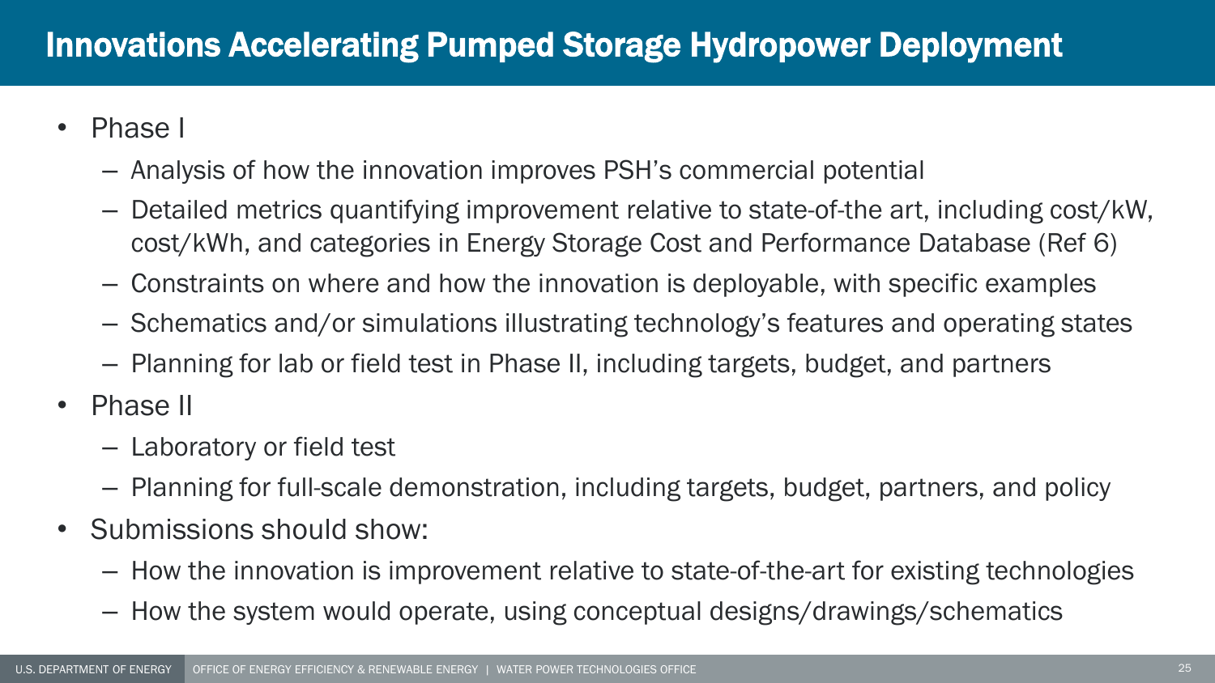# Innovations Accelerating Pumped Storage Hydropower Deployment

- Phase I
  - Analysis of how the innovation improves PSH's commercial potential
  - Detailed metrics quantifying improvement relative to state-of-the art, including cost/kW, cost/kWh, and categories in Energy Storage Cost and Performance Database (Ref 6)
  - Constraints on where and how the innovation is deployable, with specific examples
  - Schematics and/or simulations illustrating technology's features and operating states
  - Planning for lab or field test in Phase II, including targets, budget, and partners
- Phase II
  - Laboratory or field test
  - Planning for full-scale demonstration, including targets, budget, partners, and policy
- Submissions should show:
  - How the innovation is improvement relative to state-of-the-art for existing technologies
  - How the system would operate, using conceptual designs/drawings/schematics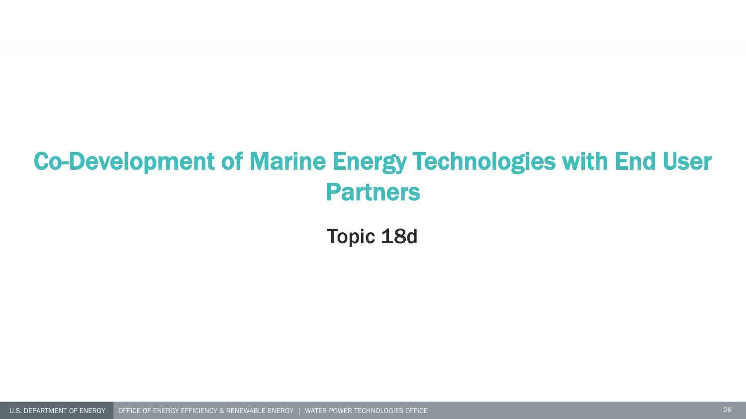# Co-Development of Marine Energy Technologies with End User Partners

Topic 18d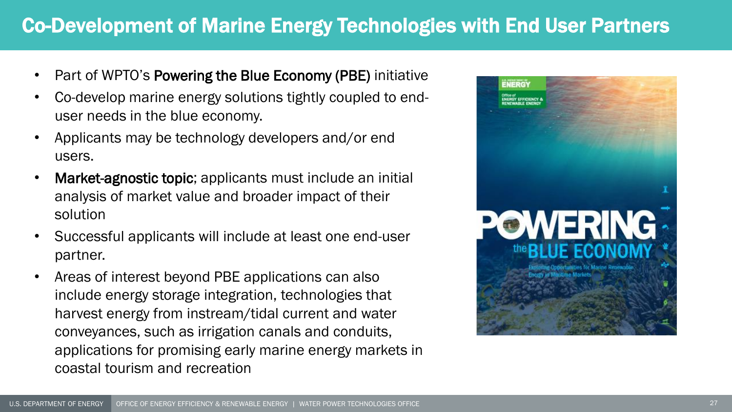# Co-Development of Marine Energy Technologies with End User Partners

- Part of WPTO's **Powering the Blue Economy (PBE)** initiative
- Co-develop marine energy solutions tightly coupled to end-user needs in the blue economy.
- Applicants may be technology developers and/or end users.
- **Market-agnostic topic**; applicants must include an initial analysis of market value and broader impact of their solution
- Successful applicants will include at least one end-user partner.
- Areas of interest beyond PBE applications can also include energy storage integration, technologies that harvest energy from instream/tidal current and water conveyances, such as irrigation canals and conduits, applications for promising early marine energy markets in coastal tourism and recreation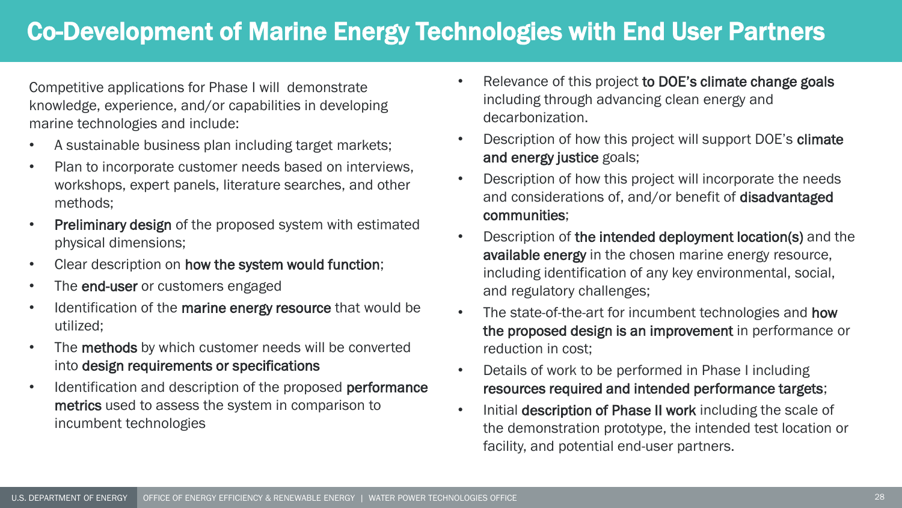# Co-Development of Marine Energy Technologies with End User Partners

Competitive applications for Phase I will demonstrate knowledge, experience, and/or capabilities in developing marine technologies and include:

- A sustainable business plan including target markets;
- Plan to incorporate customer needs based on interviews, workshops, expert panels, literature searches, and other methods;
- **Preliminary design** of the proposed system with estimated physical dimensions;
- Clear description on **how the system would function**;
- The **end-user** or customers engaged
- Identification of the **marine energy resource** that would be utilized;
- The **methods** by which customer needs will be converted into **design requirements or specifications**
- Identification and description of the proposed **performance metrics** used to assess the system in comparison to incumbent technologies
- Relevance of this project **to DOE's climate change goals** including through advancing clean energy and decarbonization.
- Description of how this project will support DOE's **climate and energy justice** goals;
- Description of how this project will incorporate the needs and considerations of, and/or benefit of **disadvantaged communities**;
- Description of **the intended deployment location(s)** and the **available energy** in the chosen marine energy resource, including identification of any key environmental, social, and regulatory challenges;
- The state-of-the-art for incumbent technologies and **how the proposed design is an improvement** in performance or reduction in cost;
- Details of work to be performed in Phase I including **resources required and intended performance targets**;
- Initial **description of Phase II work** including the scale of the demonstration prototype, the intended test location or facility, and potential end-user partners.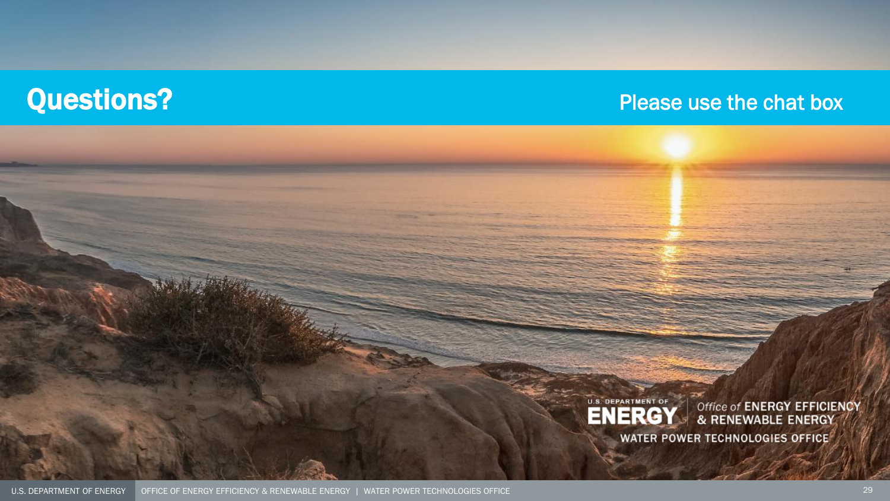# Questions?

Please use the chat box

U.S. DEPARTMENT OF ENERGY | Office of ENERGY EFFICIENCY & RENEWABLE ENERGY

WATER POWER TECHNOLOGIES OFFICE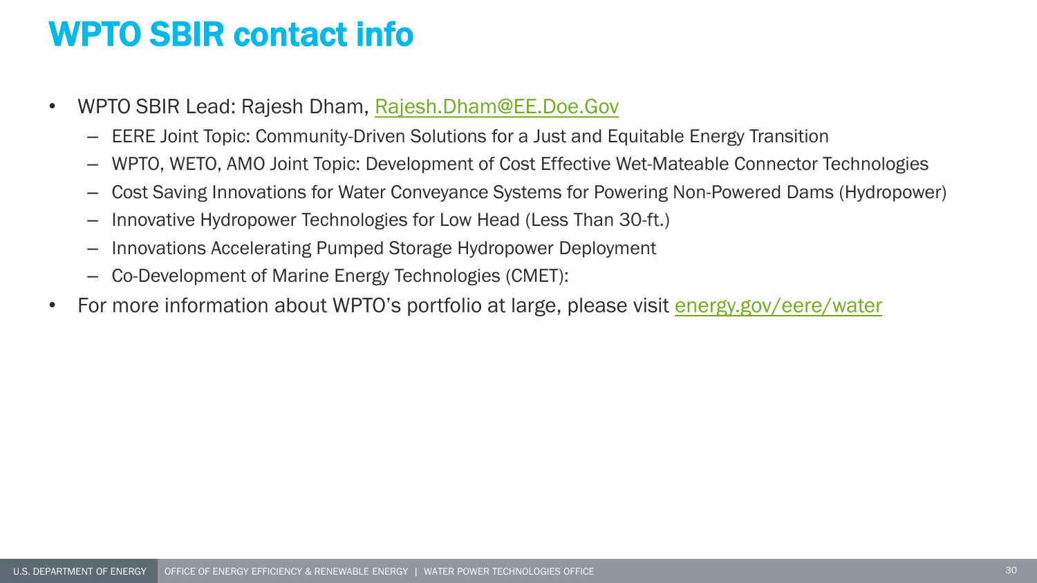# WPTO SBIR contact info

- WPTO SBIR Lead: Rajesh Dham, [Rajesh.Dham@EE.Doe.Gov](mailto:Rajesh.Dham@EE.Doe.Gov)
  - EERE Joint Topic: Community-Driven Solutions for a Just and Equitable Energy Transition
  - WPTO, WETO, AMO Joint Topic: Development of Cost Effective Wet-Mateable Connector Technologies
  - Cost Saving Innovations for Water Conveyance Systems for Powering Non-Powered Dams (Hydropower)
  - Innovative Hydropower Technologies for Low Head (Less Than 30-ft.)
  - Innovations Accelerating Pumped Storage Hydropower Deployment
  - Co-Development of Marine Energy Technologies (CMET):
- For more information about WPTO's portfolio at large, please visit [energy.gov/eere/water](https://energy.gov/eere/water)